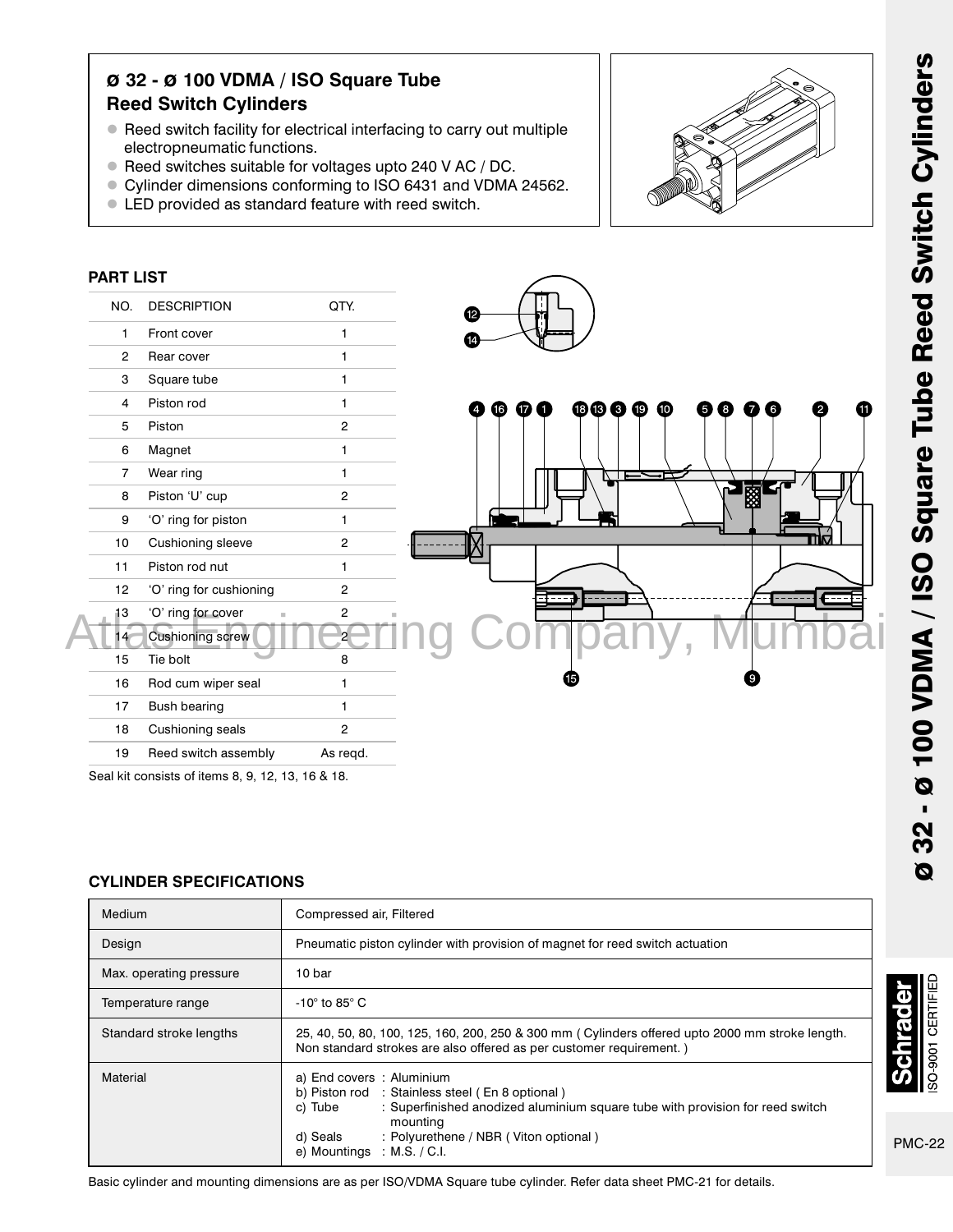# ø 32 - ø 100 VDMA / ISO Square Tube Reed Switch Cylinders

- Reed switch facility for electrical interfacing to carry out multiple electropneumatic functions.
- Reed switches suitable for voltages upto 240 V AC / DC.
- Cylinder dimensions conforming to ISO 6431 and VDMA 24562.
- LED provided as standard feature with reed switch.

## PART LIST

| NO. | DESCRIPTION | QTY. |
|---|---|---|
| 1 | Front cover | 1 |
| 2 | Rear cover | 1 |
| 3 | Square tube | 1 |
| 4 | Piston rod | 1 |
| 5 | Piston | 2 |
| 6 | Magnet | 1 |
| 7 | Wear ring | 1 |
| 8 | Piston 'U' cup | 2 |
| 9 | 'O' ring for piston | 1 |
| 10 | Cushioning sleeve | 2 |
| 11 | Piston rod nut | 1 |
| 12 | 'O' ring for cushioning | 2 |
| 13 | 'O' ring for cover | 2 |
| 14 | Cushioning screw | 2 |
| 15 | Tie bolt | 8 |
| 16 | Rod cum wiper seal | 1 |
| 17 | Bush bearing | 1 |
| 18 | Cushioning seals | 2 |
| 19 | Reed switch assembly | As reqd. |

Seal kit consists of items 8, 9, 12, 13, 16 & 18.

Atlas Engineering Company, Mumbai

## CYLINDER SPECIFICATIONS

| Medium | Compressed air, Filtered |
|---|---|
| Design | Pneumatic piston cylinder with provision of magnet for reed switch actuation |
| Max. operating pressure | 10 bar |
| Temperature range | -10° to 85° C |
| Standard stroke lengths | 25, 40, 50, 80, 100, 125, 160, 200, 250 & 300 mm ( Cylinders offered upto 2000 mm stroke length. Non standard strokes are also offered as per customer requirement. ) |
| Material | a) End covers : Aluminium<br>b) Piston rod : Stainless steel ( En 8 optional )<br>c) Tube : Superfinished anodized aluminium square tube with provision for reed switch mounting<br>d) Seals : Polyurethene / NBR ( Viton optional )<br>e) Mountings : M.S. / C.I. |

Basic cylinder and mounting dimensions are as per ISO/VDMA Square tube cylinder. Refer data sheet PMC-21 for details.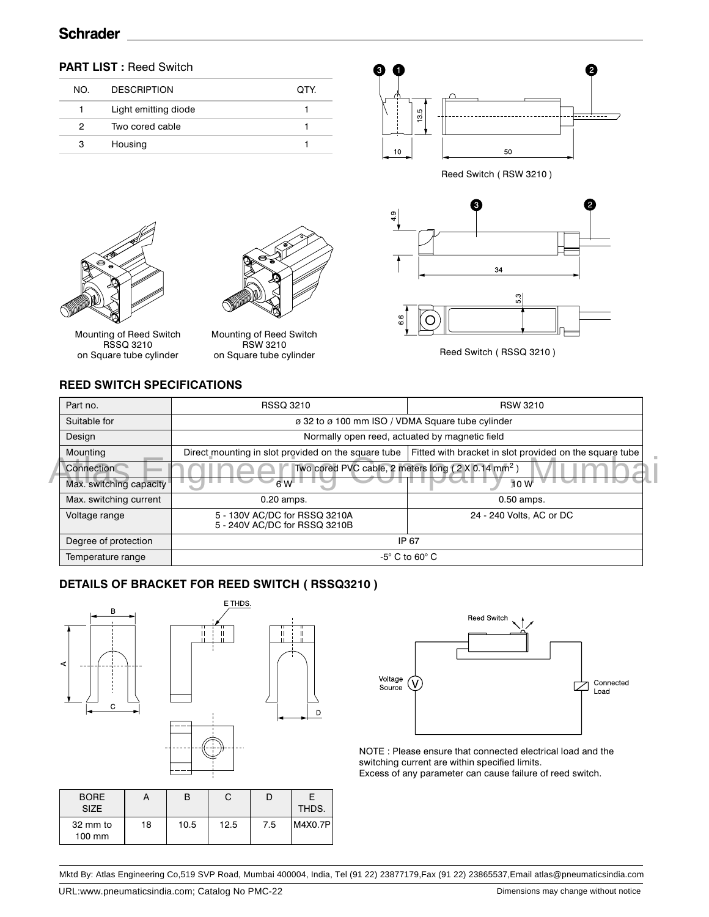Schrader

**PART LIST :** Reed Switch

| NO. | DESCRIPTION | QTY. |
|---|---|---|
| 1 | Light emitting diode | 1 |
| 2 | Two cored cable | 1 |
| 3 | Housing | 1 |

3 1 2

13.5

10

50

Reed Switch ( RSW 3210 )

3 2

4.9

34

5.3

6.6

Reed Switch ( RSSQ 3210 )

Mounting of Reed Switch RSSQ 3210 on Square tube cylinder

Mounting of Reed Switch RSW 3210 on Square tube cylinder

## REED SWITCH SPECIFICATIONS

| Part no. | RSSQ 3210 | RSW 3210 |
|---|---|---|
| Suitable for | ø 32 to ø 100 mm ISO / VDMA Square tube cylinder | |
| Design | Normally open reed, actuated by magnetic field | |
| Mounting | Direct mounting in slot provided on the square tube | Fitted with bracket in slot provided on the square tube |
| Connection | Two cored PVC cable, 2 meters long ( 2 X 0.14 $mm^2$ ) | |
| Max. switching capacity | 6 W | 10 W |
| Max. switching current | 0.20 amps. | 0.50 amps. |
| Voltage range | 5 - 130V AC/DC for RSSQ 3210A<br>5 - 240V AC/DC for RSSQ 3210B | 24 - 240 Volts, AC or DC |
| Degree of protection | IP 67 | |
| Temperature range | -5° C to 60° C | |

## DETAILS OF BRACKET FOR REED SWITCH ( RSSQ3210 )

B

A

C

E THDS.

D

| BORE SIZE | A | B | C | D | E THDS. |
|---|---|---|---|---|---|
| 32 mm to 100 mm | 18 | 10.5 | 12.5 | 7.5 | M4X0.7P |

Reed Switch

Voltage Source

V

Connected Load

NOTE : Please ensure that connected electrical load and the switching current are within specified limits.
Excess of any parameter can cause failure of reed switch.

Mktd By: Atlas Engineering Co,519 SVP Road, Mumbai 400004, India, Tel (91 22) 23877179,Fax (91 22) 23865537,Email atlas@pneumaticsindia.com

URL:www.pneumaticsindia.com; Catalog No PMC-22

Dimensions may change without notice